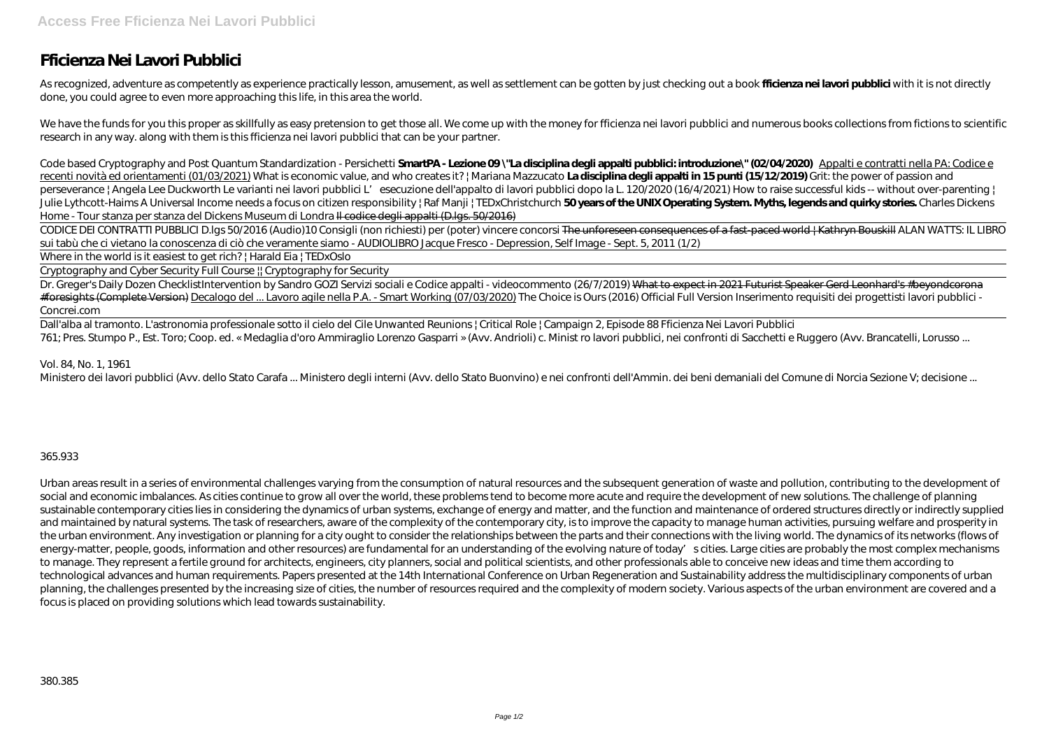# Fficienza Nei Lavori Pubblici

As recognized, adventure as competently as experience practically lesson, amusement, as well as settlement can be gotten by just checking out a book **fficienza nei lavori pubblici** with it is not directly done, you could agree to even more approaching this life, in this area the world.

We have the funds for you this proper as skillfully as easy pretension to get those all. We come up with the money for fficienza nei lavori pubblici and numerous books collections from fictions to scientific research in any way. along with them is this fficienza nei lavori pubblici that can be your partner.

*Code based Cryptography and Post Quantum Standardization - Persichetti* **SmartPA - Lezione 09 \"La disciplina degli appalti pubblici: introduzione\" (02/04/2020)** Appalti e contratti nella PA: Codice e recenti novità ed orientamenti (01/03/2021) *What is economic value, and who creates it? | Mariana Mazzucato* **La disciplina degli appalti in 15 punti (15/12/2019)** *Grit: the power of passion and perseverance | Angela Lee Duckworth Le varianti nei lavori pubblici L'esecuzione dell'appalto di lavori pubblici dopo la L. 120/2020 (16/4/2021) How to raise successful kids -- without over-parenting | Julie Lythcott-Haims A Universal Income needs a focus on citizen responsibility | Raf Manji | TEDxChristchurch* **50 years of the UNIX Operating System. Myths, legends and quirky stories.** *Charles Dickens Home - Tour stanza per stanza del Dickens Museum di Londra* ~~Il codice degli appalti (D.lgs. 50/2016)~~

*CODICE DEI CONTRATTI PUBBLICI D.lgs 50/2016 (Audio)10 Consigli (non richiesti) per (poter) vincere concorsi* ~~The unforeseen consequences of a fast-paced world | Kathryn Bouskill~~ *ALAN WATTS: IL LIBRO sui tabù che ci vietano la conoscenza di ciò che veramente siamo - AUDIOLIBRO Jacque Fresco - Depression, Self Image - Sept. 5, 2011 (1/2)*

*Where in the world is it easiest to get rich? | Harald Eia | TEDxOslo*

*Cryptography and Cyber Security Full Course || Cryptography for Security*

*Dr. Greger's Daily Dozen ChecklistIntervention by Sandro GOZI Servizi sociali e Codice appalti - videocommento (26/7/2019)* ~~What to expect in 2021 Futurist Speaker Gerd Leonhard's #beyondcorona #foresights (Complete Version)~~ Decalogo del ... Lavoro agile nella P.A. - Smart Working (07/03/2020) *The Choice is Ours (2016) Official Full Version Inserimento requisiti dei progettisti lavori pubblici - Concrei.com*

*Dall'alba al tramonto. L'astronomia professionale sotto il cielo del Cile Unwanted Reunions | Critical Role | Campaign 2, Episode 88 Fficienza Nei Lavori Pubblici*

761; Pres. Stumpo P., Est. Toro; Coop. ed. « Medaglia d'oro Ammiraglio Lorenzo Gasparri » (Avv. Andrioli) c. Minist ro lavori pubblici, nei confronti di Sacchetti e Ruggero (Avv. Brancatelli, Lorusso ...

Vol. 84, No. 1, 1961

Ministero dei lavori pubblici (Avv. dello Stato Carafa ... Ministero degli interni (Avv. dello Stato Buonvino) e nei confronti dell'Ammin. dei beni demaniali del Comune di Norcia Sezione V; decisione ...

365.933

Urban areas result in a series of environmental challenges varying from the consumption of natural resources and the subsequent generation of waste and pollution, contributing to the development of social and economic imbalances. As cities continue to grow all over the world, these problems tend to become more acute and require the development of new solutions. The challenge of planning sustainable contemporary cities lies in considering the dynamics of urban systems, exchange of energy and matter, and the function and maintenance of ordered structures directly or indirectly supplied and maintained by natural systems. The task of researchers, aware of the complexity of the contemporary city, is to improve the capacity to manage human activities, pursuing welfare and prosperity in the urban environment. Any investigation or planning for a city ought to consider the relationships between the parts and their connections with the living world. The dynamics of its networks (flows of energy-matter, people, goods, information and other resources) are fundamental for an understanding of the evolving nature of today's cities. Large cities are probably the most complex mechanisms to manage. They represent a fertile ground for architects, engineers, city planners, social and political scientists, and other professionals able to conceive new ideas and time them according to technological advances and human requirements. Papers presented at the 14th International Conference on Urban Regeneration and Sustainability address the multidisciplinary components of urban planning, the challenges presented by the increasing size of cities, the number of resources required and the complexity of modern society. Various aspects of the urban environment are covered and a focus is placed on providing solutions which lead towards sustainability.

380.385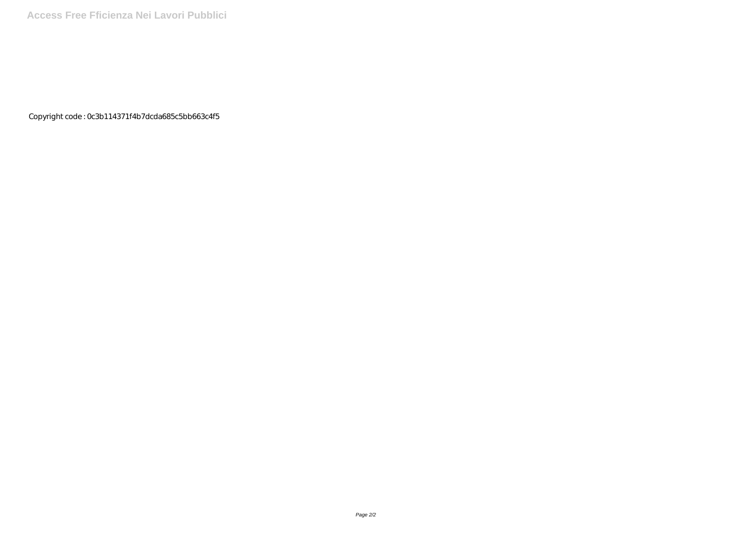Copyright code : 0c3b114371f4b7dcda685c5bb663c4f5